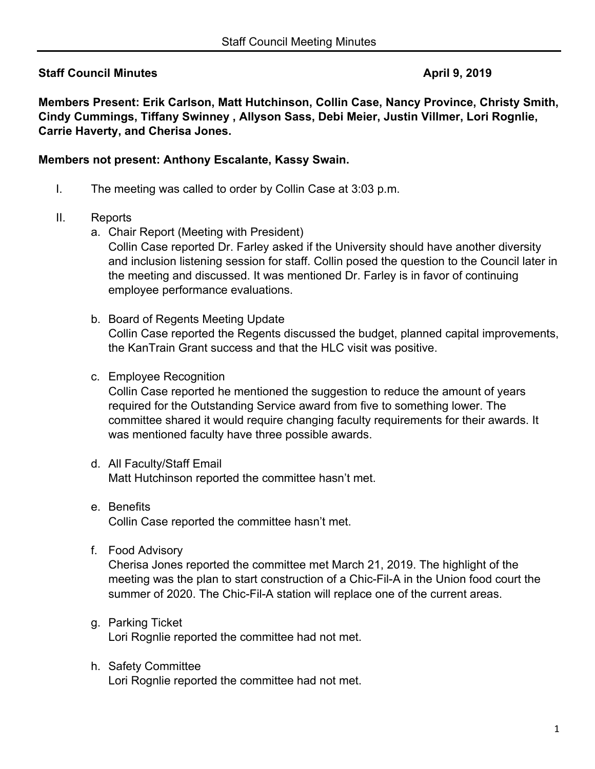**Staff Council Minutes** **April 9, 2019**

**Members Present: Erik Carlson, Matt Hutchinson, Collin Case, Nancy Province, Christy Smith, Cindy Cummings, Tiffany Swinney , Allyson Sass, Debi Meier, Justin Villmer, Lori Rognlie, Carrie Haverty, and Cherisa Jones.**

**Members not present: Anthony Escalante, Kassy Swain.**

I. The meeting was called to order by Collin Case at 3:03 p.m.

II. Reports

a. Chair Report (Meeting with President)
Collin Case reported Dr. Farley asked if the University should have another diversity and inclusion listening session for staff. Collin posed the question to the Council later in the meeting and discussed. It was mentioned Dr. Farley is in favor of continuing employee performance evaluations.

b. Board of Regents Meeting Update
Collin Case reported the Regents discussed the budget, planned capital improvements, the KanTrain Grant success and that the HLC visit was positive.

c. Employee Recognition
Collin Case reported he mentioned the suggestion to reduce the amount of years required for the Outstanding Service award from five to something lower. The committee shared it would require changing faculty requirements for their awards. It was mentioned faculty have three possible awards.

d. All Faculty/Staff Email
Matt Hutchinson reported the committee hasn't met.

e. Benefits
Collin Case reported the committee hasn't met.

f. Food Advisory
Cherisa Jones reported the committee met March 21, 2019. The highlight of the meeting was the plan to start construction of a Chic-Fil-A in the Union food court the summer of 2020. The Chic-Fil-A station will replace one of the current areas.

g. Parking Ticket
Lori Rognlie reported the committee had not met.

h. Safety Committee
Lori Rognlie reported the committee had not met.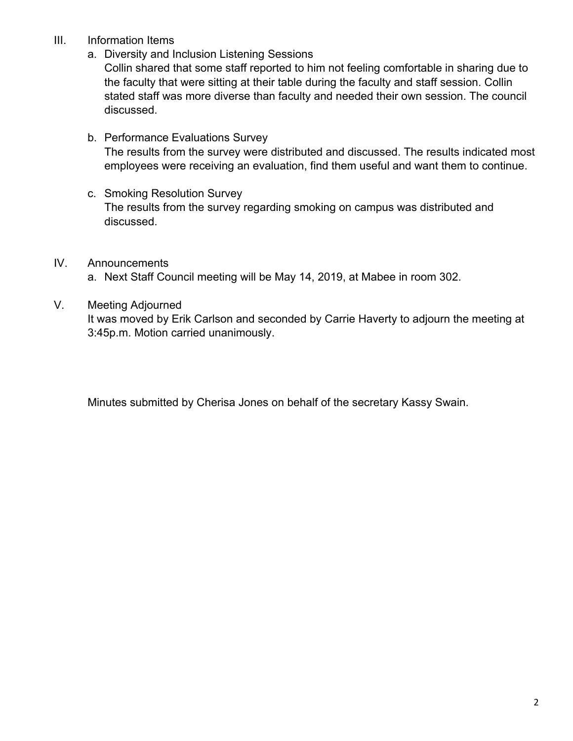III. Information Items

a. Diversity and Inclusion Listening Sessions

Collin shared that some staff reported to him not feeling comfortable in sharing due to the faculty that were sitting at their table during the faculty and staff session. Collin stated staff was more diverse than faculty and needed their own session. The council discussed.

b. Performance Evaluations Survey

The results from the survey were distributed and discussed. The results indicated most employees were receiving an evaluation, find them useful and want them to continue.

c. Smoking Resolution Survey

The results from the survey regarding smoking on campus was distributed and discussed.

IV. Announcements

a. Next Staff Council meeting will be May 14, 2019, at Mabee in room 302.

V. Meeting Adjourned

It was moved by Erik Carlson and seconded by Carrie Haverty to adjourn the meeting at 3:45p.m. Motion carried unanimously.

Minutes submitted by Cherisa Jones on behalf of the secretary Kassy Swain.